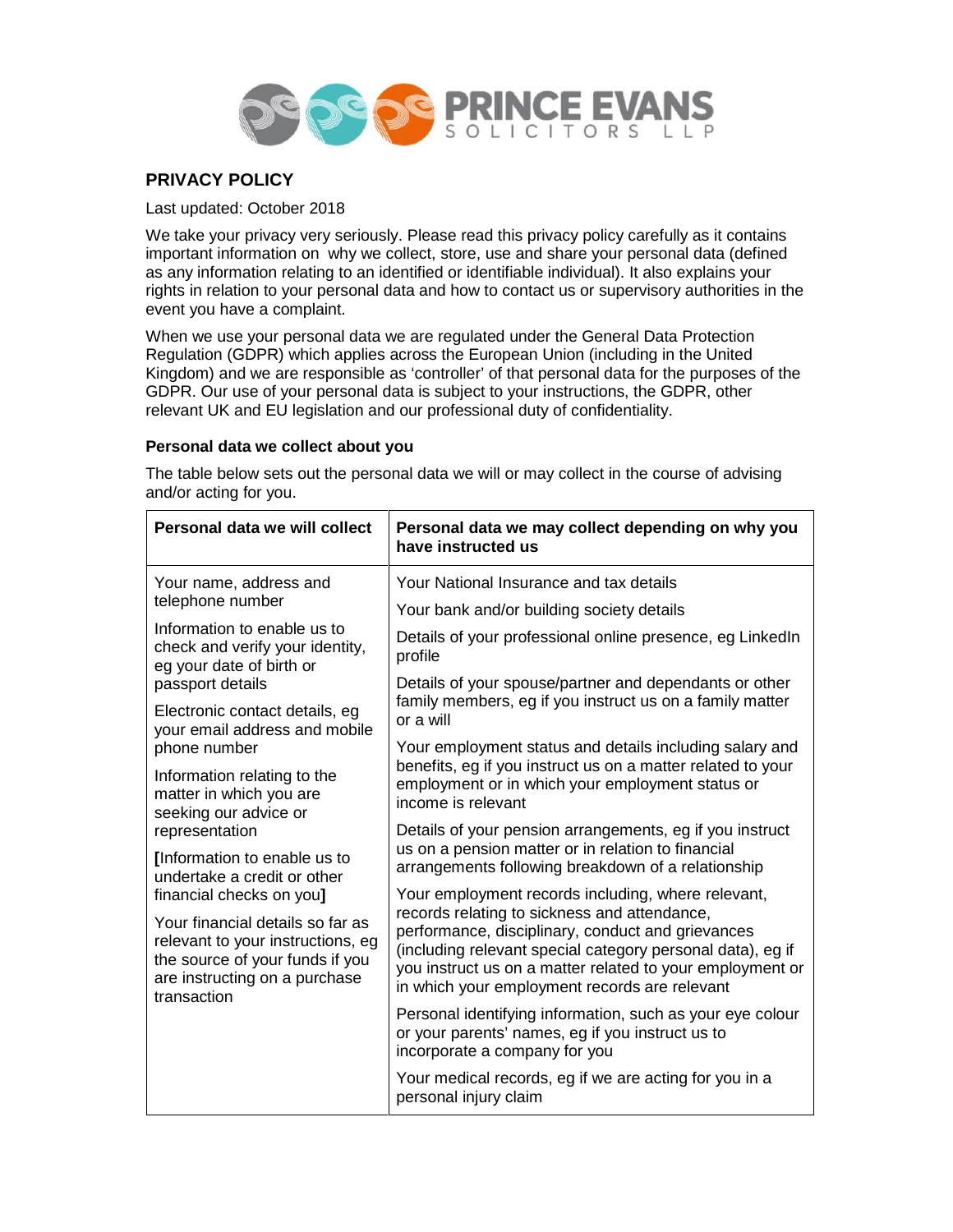# PRINCE EVANS SOLICITORS LLP

## PRIVACY POLICY

Last updated: October 2018

We take your privacy very seriously. Please read this privacy policy carefully as it contains important information on why we collect, store, use and share your personal data (defined as any information relating to an identified or identifiable individual). It also explains your rights in relation to your personal data and how to contact us or supervisory authorities in the event you have a complaint.

When we use your personal data we are regulated under the General Data Protection Regulation (GDPR) which applies across the European Union (including in the United Kingdom) and we are responsible as 'controller' of that personal data for the purposes of the GDPR. Our use of your personal data is subject to your instructions, the GDPR, other relevant UK and EU legislation and our professional duty of confidentiality.

### Personal data we collect about you

The table below sets out the personal data we will or may collect in the course of advising and/or acting for you.

| Personal data we will collect | Personal data we may collect depending on why you have instructed us |
| --- | --- |
| Your name, address and telephone number<br><br>Information to enable us to check and verify your identity, eg your date of birth or passport details<br><br>Electronic contact details, eg your email address and mobile phone number<br><br>Information relating to the matter in which you are seeking our advice or representation<br><br>**[**Information to enable us to undertake a credit or other financial checks on you**]**<br><br>Your financial details so far as relevant to your instructions, eg the source of your funds if you are instructing on a purchase transaction | Your National Insurance and tax details<br><br>Your bank and/or building society details<br><br>Details of your professional online presence, eg LinkedIn profile<br><br>Details of your spouse/partner and dependants or other family members, eg if you instruct us on a family matter or a will<br><br>Your employment status and details including salary and benefits, eg if you instruct us on a matter related to your employment or in which your employment status or income is relevant<br><br>Details of your pension arrangements, eg if you instruct us on a pension matter or in relation to financial arrangements following breakdown of a relationship<br><br>Your employment records including, where relevant, records relating to sickness and attendance, performance, disciplinary, conduct and grievances (including relevant special category personal data), eg if you instruct us on a matter related to your employment or in which your employment records are relevant<br><br>Personal identifying information, such as your eye colour or your parents' names, eg if you instruct us to incorporate a company for you<br><br>Your medical records, eg if we are acting for you in a personal injury claim |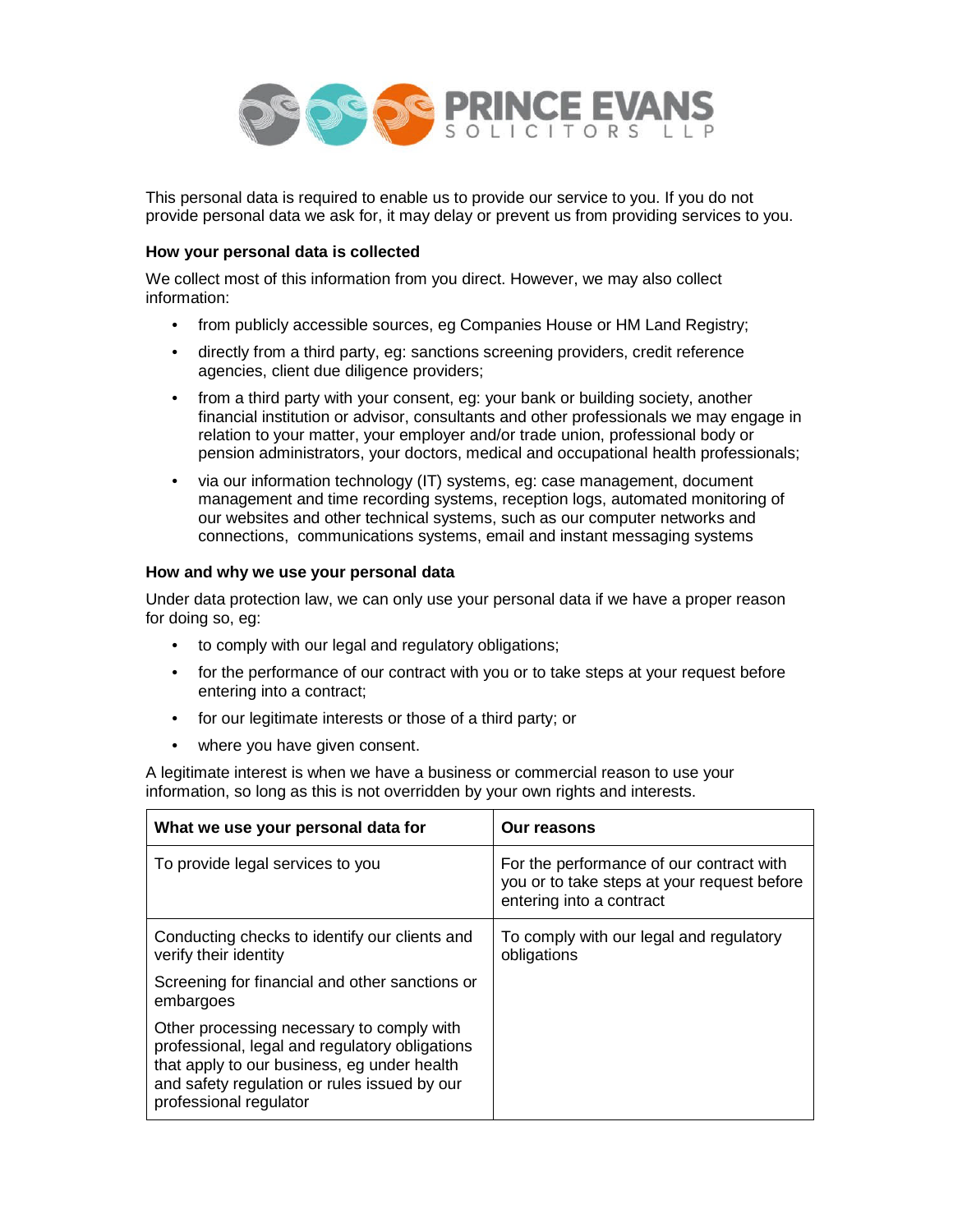This personal data is required to enable us to provide our service to you. If you do not provide personal data we ask for, it may delay or prevent us from providing services to you.

**How your personal data is collected**

We collect most of this information from you direct. However, we may also collect information:

- from publicly accessible sources, eg Companies House or HM Land Registry;
- directly from a third party, eg: sanctions screening providers, credit reference agencies, client due diligence providers;
- from a third party with your consent, eg: your bank or building society, another financial institution or advisor, consultants and other professionals we may engage in relation to your matter, your employer and/or trade union, professional body or pension administrators, your doctors, medical and occupational health professionals;
- via our information technology (IT) systems, eg: case management, document management and time recording systems, reception logs, automated monitoring of our websites and other technical systems, such as our computer networks and connections, communications systems, email and instant messaging systems

**How and why we use your personal data**

Under data protection law, we can only use your personal data if we have a proper reason for doing so, eg:

- to comply with our legal and regulatory obligations;
- for the performance of our contract with you or to take steps at your request before entering into a contract;
- for our legitimate interests or those of a third party; or
- where you have given consent.

A legitimate interest is when we have a business or commercial reason to use your information, so long as this is not overridden by your own rights and interests.

| What we use your personal data for | Our reasons |
|---|---|
| To provide legal services to you | For the performance of our contract with you or to take steps at your request before entering into a contract |
| Conducting checks to identify our clients and verify their identity<br><br>Screening for financial and other sanctions or embargoes<br><br>Other processing necessary to comply with professional, legal and regulatory obligations that apply to our business, eg under health and safety regulation or rules issued by our professional regulator | To comply with our legal and regulatory obligations |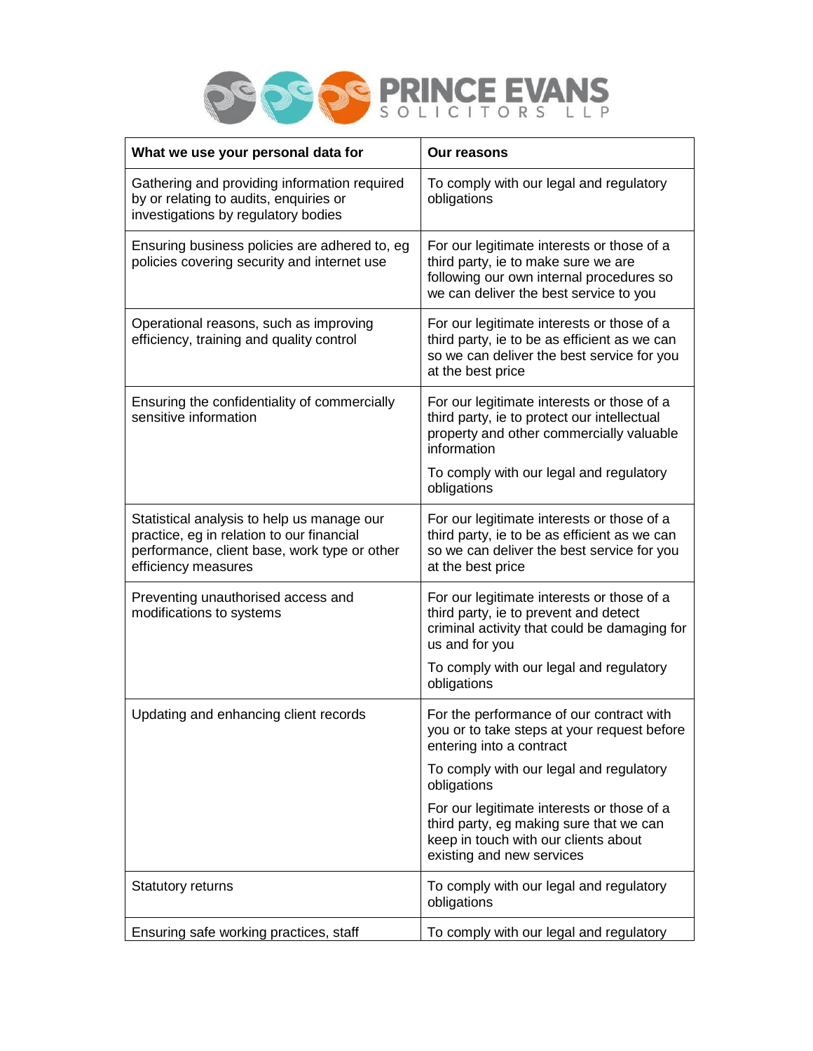| What we use your personal data for | Our reasons |
| --- | --- |
| Gathering and providing information required by or relating to audits, enquiries or investigations by regulatory bodies | To comply with our legal and regulatory obligations |
| Ensuring business policies are adhered to, eg policies covering security and internet use | For our legitimate interests or those of a third party, ie to make sure we are following our own internal procedures so we can deliver the best service to you |
| Operational reasons, such as improving efficiency, training and quality control | For our legitimate interests or those of a third party, ie to be as efficient as we can so we can deliver the best service for you at the best price |
| Ensuring the confidentiality of commercially sensitive information | For our legitimate interests or those of a third party, ie to protect our intellectual property and other commercially valuable information<br><br>To comply with our legal and regulatory obligations |
| Statistical analysis to help us manage our practice, eg in relation to our financial performance, client base, work type or other efficiency measures | For our legitimate interests or those of a third party, ie to be as efficient as we can so we can deliver the best service for you at the best price |
| Preventing unauthorised access and modifications to systems | For our legitimate interests or those of a third party, ie to prevent and detect criminal activity that could be damaging for us and for you<br><br>To comply with our legal and regulatory obligations |
| Updating and enhancing client records | For the performance of our contract with you or to take steps at your request before entering into a contract<br><br>To comply with our legal and regulatory obligations<br><br>For our legitimate interests or those of a third party, eg making sure that we can keep in touch with our clients about existing and new services |
| Statutory returns | To comply with our legal and regulatory obligations |
| Ensuring safe working practices, staff | To comply with our legal and regulatory |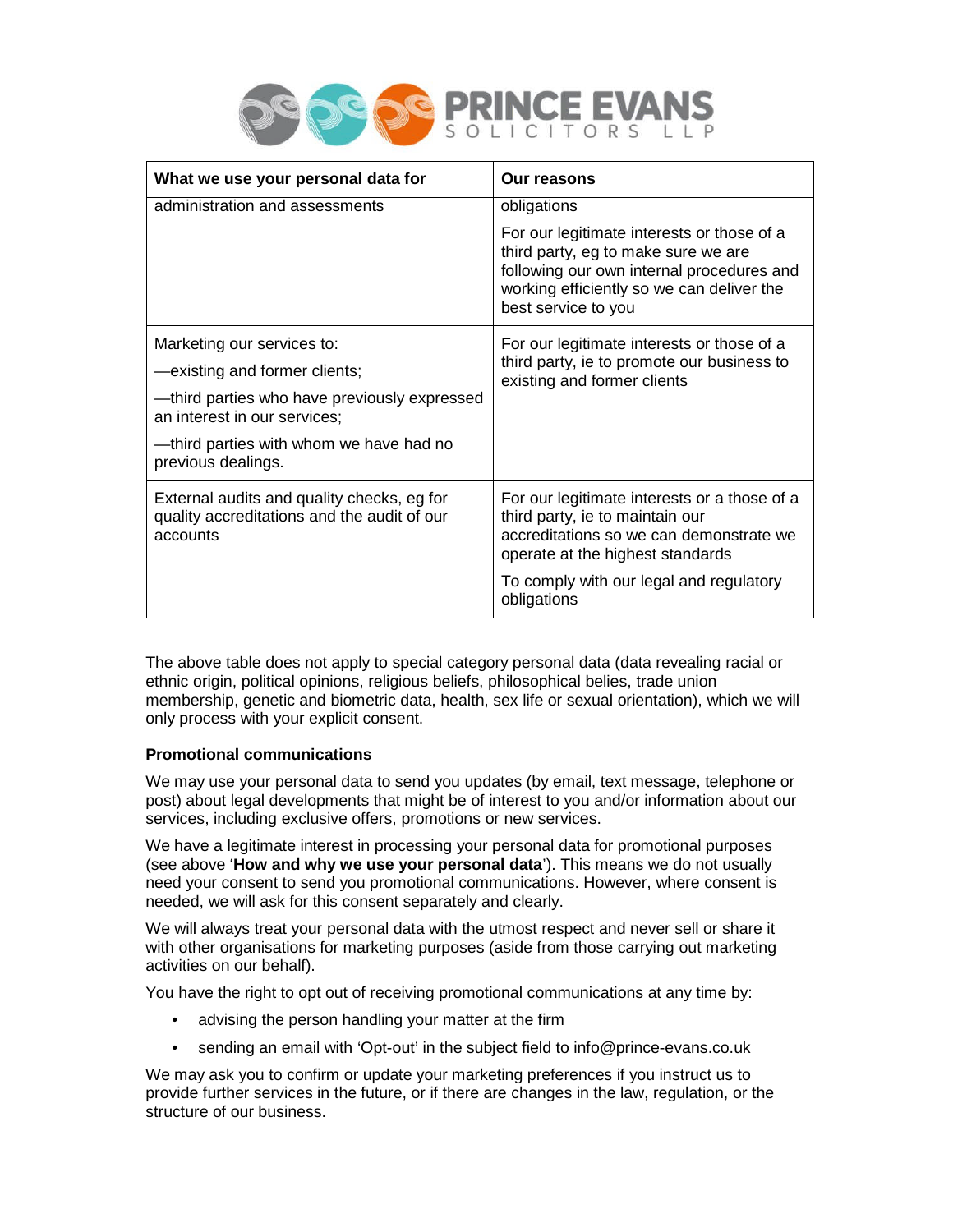| What we use your personal data for | Our reasons |
| --- | --- |
| administration and assessments | obligations<br><br>For our legitimate interests or those of a third party, eg to make sure we are following our own internal procedures and working efficiently so we can deliver the best service to you |
| Marketing our services to:<br><br>—existing and former clients;<br><br>—third parties who have previously expressed an interest in our services;<br><br>—third parties with whom we have had no previous dealings. | For our legitimate interests or those of a third party, ie to promote our business to existing and former clients |
| External audits and quality checks, eg for quality accreditations and the audit of our accounts | For our legitimate interests or a those of a third party, ie to maintain our accreditations so we can demonstrate we operate at the highest standards<br><br>To comply with our legal and regulatory obligations |

The above table does not apply to special category personal data (data revealing racial or ethnic origin, political opinions, religious beliefs, philosophical belies, trade union membership, genetic and biometric data, health, sex life or sexual orientation), which we will only process with your explicit consent.

**Promotional communications**

We may use your personal data to send you updates (by email, text message, telephone or post) about legal developments that might be of interest to you and/or information about our services, including exclusive offers, promotions or new services.

We have a legitimate interest in processing your personal data for promotional purposes (see above '**How and why we use your personal data**'). This means we do not usually need your consent to send you promotional communications. However, where consent is needed, we will ask for this consent separately and clearly.

We will always treat your personal data with the utmost respect and never sell or share it with other organisations for marketing purposes (aside from those carrying out marketing activities on our behalf).

You have the right to opt out of receiving promotional communications at any time by:

- advising the person handling your matter at the firm
- sending an email with 'Opt-out' in the subject field to info@prince-evans.co.uk

We may ask you to confirm or update your marketing preferences if you instruct us to provide further services in the future, or if there are changes in the law, regulation, or the structure of our business.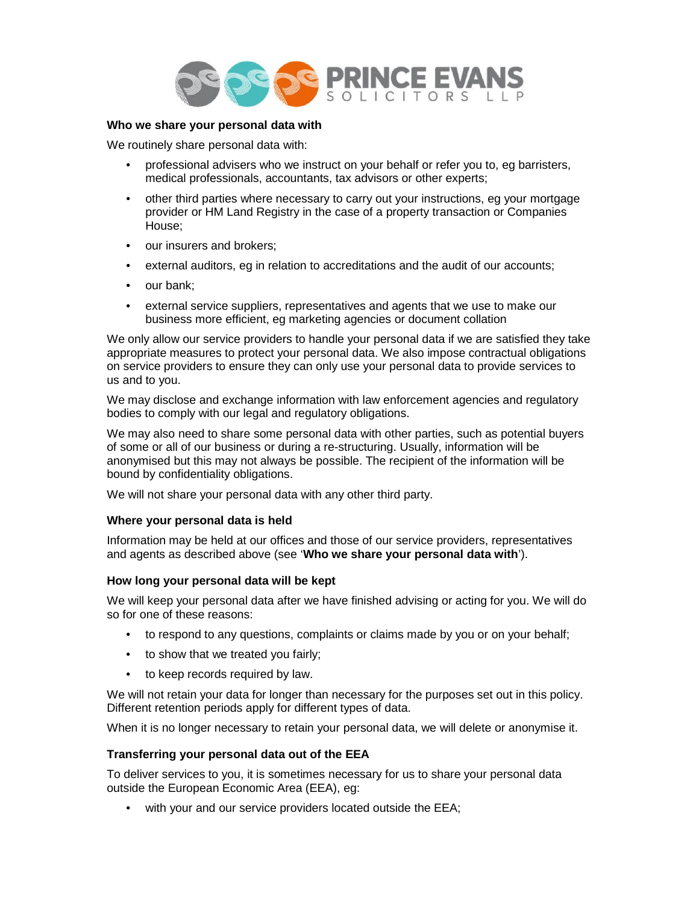**Who we share your personal data with**

We routinely share personal data with:

- professional advisers who we instruct on your behalf or refer you to, eg barristers, medical professionals, accountants, tax advisors or other experts;
- other third parties where necessary to carry out your instructions, eg your mortgage provider or HM Land Registry in the case of a property transaction or Companies House;
- our insurers and brokers;
- external auditors, eg in relation to accreditations and the audit of our accounts;
- our bank;
- external service suppliers, representatives and agents that we use to make our business more efficient, eg marketing agencies or document collation

We only allow our service providers to handle your personal data if we are satisfied they take appropriate measures to protect your personal data. We also impose contractual obligations on service providers to ensure they can only use your personal data to provide services to us and to you.

We may disclose and exchange information with law enforcement agencies and regulatory bodies to comply with our legal and regulatory obligations.

We may also need to share some personal data with other parties, such as potential buyers of some or all of our business or during a re-structuring. Usually, information will be anonymised but this may not always be possible. The recipient of the information will be bound by confidentiality obligations.

We will not share your personal data with any other third party.

**Where your personal data is held**

Information may be held at our offices and those of our service providers, representatives and agents as described above (see '**Who we share your personal data with**').

**How long your personal data will be kept**

We will keep your personal data after we have finished advising or acting for you. We will do so for one of these reasons:

- to respond to any questions, complaints or claims made by you or on your behalf;
- to show that we treated you fairly;
- to keep records required by law.

We will not retain your data for longer than necessary for the purposes set out in this policy. Different retention periods apply for different types of data.

When it is no longer necessary to retain your personal data, we will delete or anonymise it.

**Transferring your personal data out of the EEA**

To deliver services to you, it is sometimes necessary for us to share your personal data outside the European Economic Area (EEA), eg:

- with your and our service providers located outside the EEA;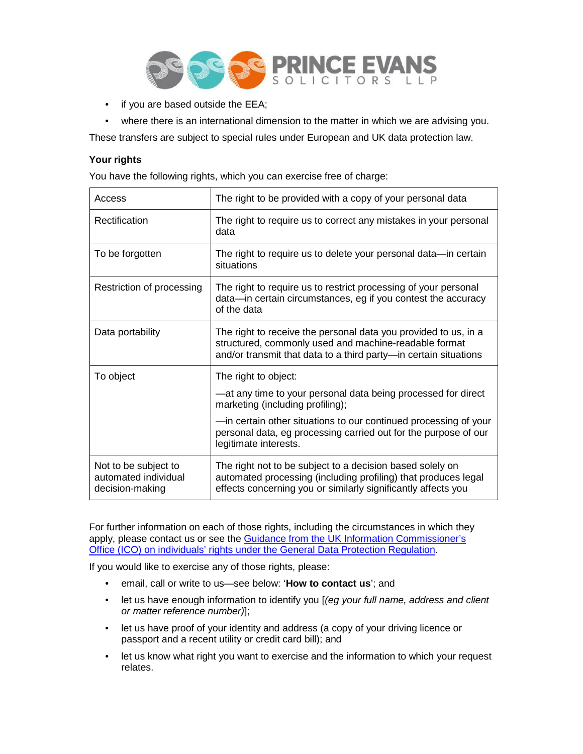- if you are based outside the EEA;
- where there is an international dimension to the matter in which we are advising you.

These transfers are subject to special rules under European and UK data protection law.

**Your rights**

You have the following rights, which you can exercise free of charge:

| Access | The right to be provided with a copy of your personal data |
|---|---|
| Rectification | The right to require us to correct any mistakes in your personal data |
| To be forgotten | The right to require us to delete your personal data—in certain situations |
| Restriction of processing | The right to require us to restrict processing of your personal data—in certain circumstances, eg if you contest the accuracy of the data |
| Data portability | The right to receive the personal data you provided to us, in a structured, commonly used and machine-readable format and/or transmit that data to a third party—in certain situations |
| To object | The right to object:<br>—at any time to your personal data being processed for direct marketing (including profiling);<br>—in certain other situations to our continued processing of your personal data, eg processing carried out for the purpose of our legitimate interests. |
| Not to be subject to automated individual decision-making | The right not to be subject to a decision based solely on automated processing (including profiling) that produces legal effects concerning you or similarly significantly affects you |

For further information on each of those rights, including the circumstances in which they apply, please contact us or see the Guidance from the UK Information Commissioner's Office (ICO) on individuals' rights under the General Data Protection Regulation.

If you would like to exercise any of those rights, please:

- email, call or write to us—see below: '**How to contact us**'; and
- let us have enough information to identify you [*(eg your full name, address and client or matter reference number)*];
- let us have proof of your identity and address (a copy of your driving licence or passport and a recent utility or credit card bill); and
- let us know what right you want to exercise and the information to which your request relates.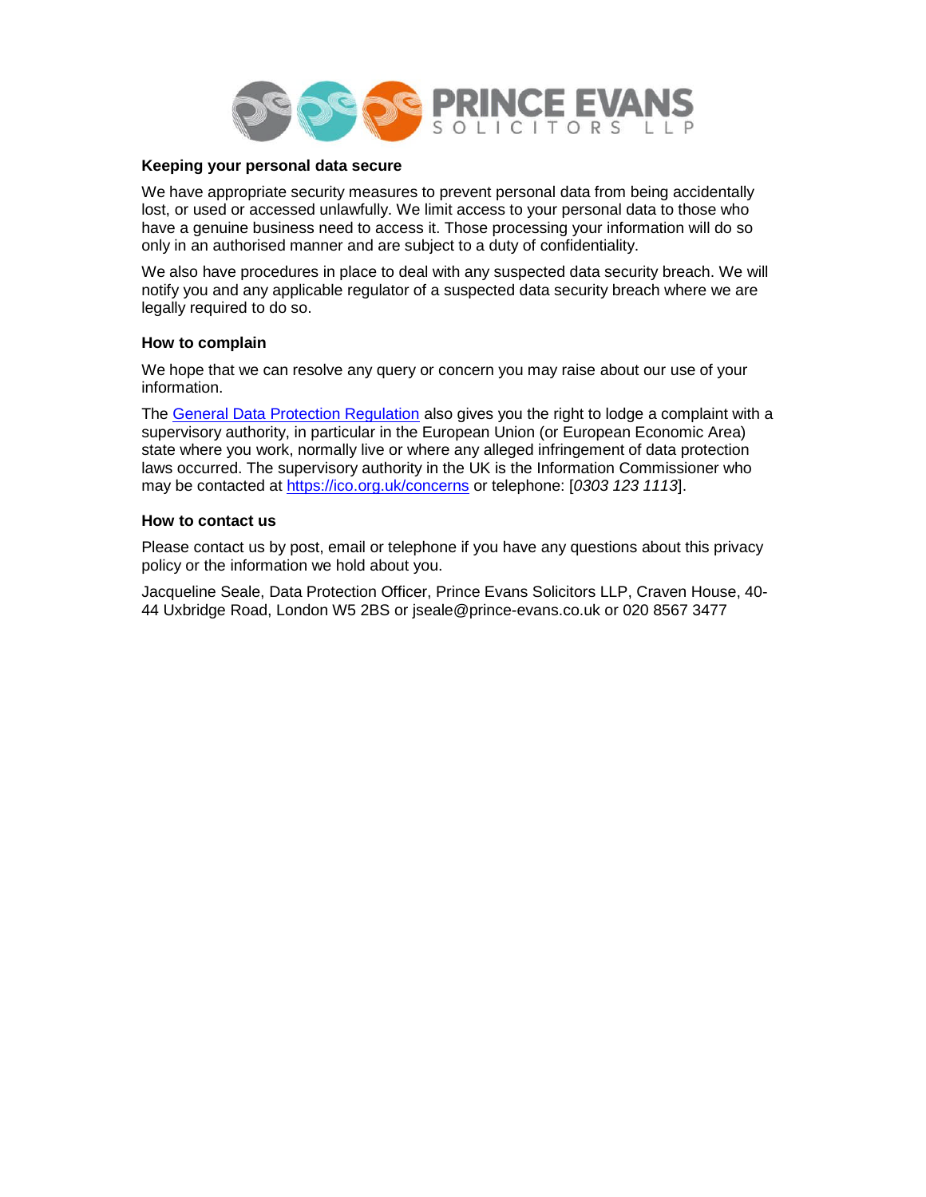**Keeping your personal data secure**

We have appropriate security measures to prevent personal data from being accidentally lost, or used or accessed unlawfully. We limit access to your personal data to those who have a genuine business need to access it. Those processing your information will do so only in an authorised manner and are subject to a duty of confidentiality.

We also have procedures in place to deal with any suspected data security breach. We will notify you and any applicable regulator of a suspected data security breach where we are legally required to do so.

**How to complain**

We hope that we can resolve any query or concern you may raise about our use of your information.

The General Data Protection Regulation also gives you the right to lodge a complaint with a supervisory authority, in particular in the European Union (or European Economic Area) state where you work, normally live or where any alleged infringement of data protection laws occurred. The supervisory authority in the UK is the Information Commissioner who may be contacted at https://ico.org.uk/concerns or telephone: [*0303 123 1113*].

**How to contact us**

Please contact us by post, email or telephone if you have any questions about this privacy policy or the information we hold about you.

Jacqueline Seale, Data Protection Officer, Prince Evans Solicitors LLP, Craven House, 40-44 Uxbridge Road, London W5 2BS or jseale@prince-evans.co.uk or 020 8567 3477